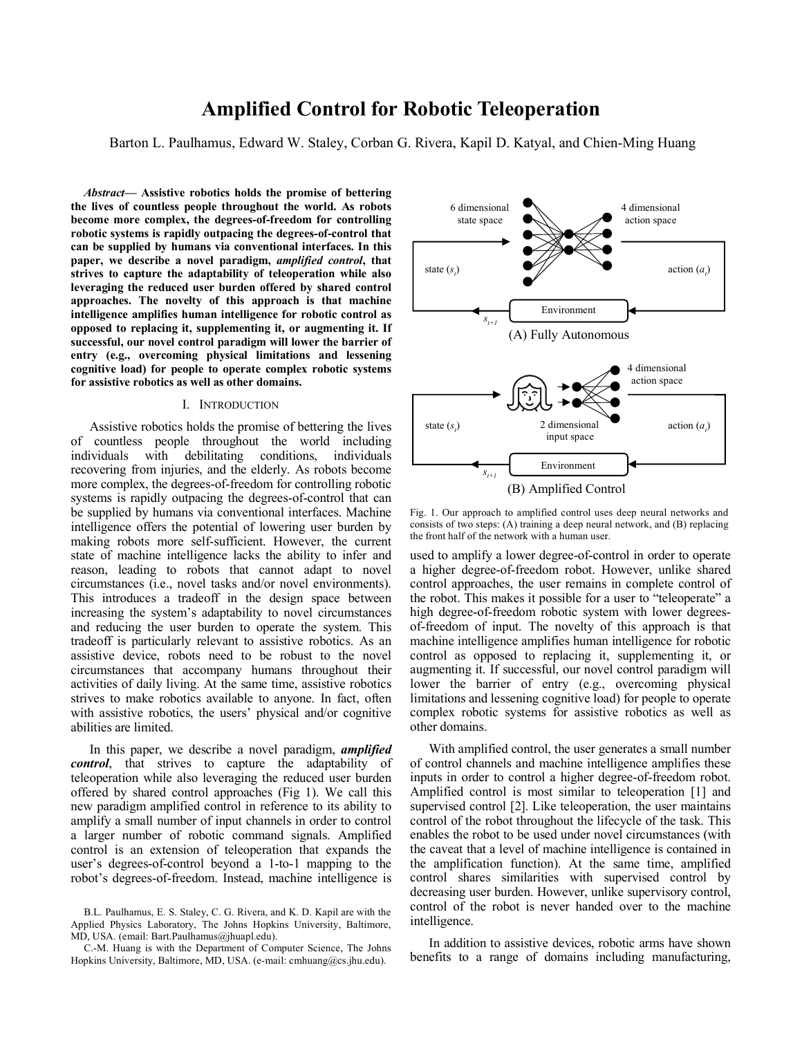# Amplified Control for Robotic Teleoperation

Barton L. Paulhamus, Edward W. Staley, Corban G. Rivera, Kapil D. Katyal, and Chien-Ming Huang

***Abstract*— Assistive robotics holds the promise of bettering the lives of countless people throughout the world. As robots become more complex, the degrees-of-freedom for controlling robotic systems is rapidly outpacing the degrees-of-control that can be supplied by humans via conventional interfaces. In this paper, we describe a novel paradigm, *amplified control*, that strives to capture the adaptability of teleoperation while also leveraging the reduced user burden offered by shared control approaches. The novelty of this approach is that machine intelligence amplifies human intelligence for robotic control as opposed to replacing it, supplementing it, or augmenting it. If successful, our novel control paradigm will lower the barrier of entry (e.g., overcoming physical limitations and lessening cognitive load) for people to operate complex robotic systems for assistive robotics as well as other domains.**

## I. Introduction

Assistive robotics holds the promise of bettering the lives of countless people throughout the world including individuals with debilitating conditions, individuals recovering from injuries, and the elderly. As robots become more complex, the degrees-of-freedom for controlling robotic systems is rapidly outpacing the degrees-of-control that can be supplied by humans via conventional interfaces. Machine intelligence offers the potential of lowering user burden by making robots more self-sufficient. However, the current state of machine intelligence lacks the ability to infer and reason, leading to robots that cannot adapt to novel circumstances (i.e., novel tasks and/or novel environments). This introduces a tradeoff in the design space between increasing the system's adaptability to novel circumstances and reducing the user burden to operate the system. This tradeoff is particularly relevant to assistive robotics. As an assistive device, robots need to be robust to the novel circumstances that accompany humans throughout their activities of daily living. At the same time, assistive robotics strives to make robotics available to anyone. In fact, often with assistive robotics, the users' physical and/or cognitive abilities are limited.

In this paper, we describe a novel paradigm, ***amplified control***, that strives to capture the adaptability of teleoperation while also leveraging the reduced user burden offered by shared control approaches (Fig 1). We call this new paradigm amplified control in reference to its ability to amplify a small number of input channels in order to control a larger number of robotic command signals. Amplified control is an extension of teleoperation that expands the user's degrees-of-control beyond a 1-to-1 mapping to the robot's degrees-of-freedom. Instead, machine intelligence is used to amplify a lower degree-of-control in order to operate a higher degree-of-freedom robot. However, unlike shared control approaches, the user remains in complete control of the robot. This makes it possible for a user to "teleoperate" a high degree-of-freedom robotic system with lower degrees-of-freedom of input. The novelty of this approach is that machine intelligence amplifies human intelligence for robotic control as opposed to replacing it, supplementing it, or augmenting it. If successful, our novel control paradigm will lower the barrier of entry (e.g., overcoming physical limitations and lessening cognitive load) for people to operate complex robotic systems for assistive robotics as well as other domains.

Fig. 1. Our approach to amplified control uses deep neural networks and consists of two steps: (A) training a deep neural network, and (B) replacing the front half of the network with a human user.

With amplified control, the user generates a small number of control channels and machine intelligence amplifies these inputs in order to control a higher degree-of-freedom robot. Amplified control is most similar to teleoperation [1] and supervised control [2]. Like teleoperation, the user maintains control of the robot throughout the lifecycle of the task. This enables the robot to be used under novel circumstances (with the caveat that a level of machine intelligence is contained in the amplification function). At the same time, amplified control shares similarities with supervised control by decreasing user burden. However, unlike supervisory control, control of the robot is never handed over to the machine intelligence.

In addition to assistive devices, robotic arms have shown benefits to a range of domains including manufacturing,

B.L. Paulhamus, E. S. Staley, C. G. Rivera, and K. D. Kapil are with the Applied Physics Laboratory, The Johns Hopkins University, Baltimore, MD, USA. (email: Bart.Paulhamus@jhuapl.edu).

C.-M. Huang is with the Department of Computer Science, The Johns Hopkins University, Baltimore, MD, USA. (e-mail: cmhuang@cs.jhu.edu).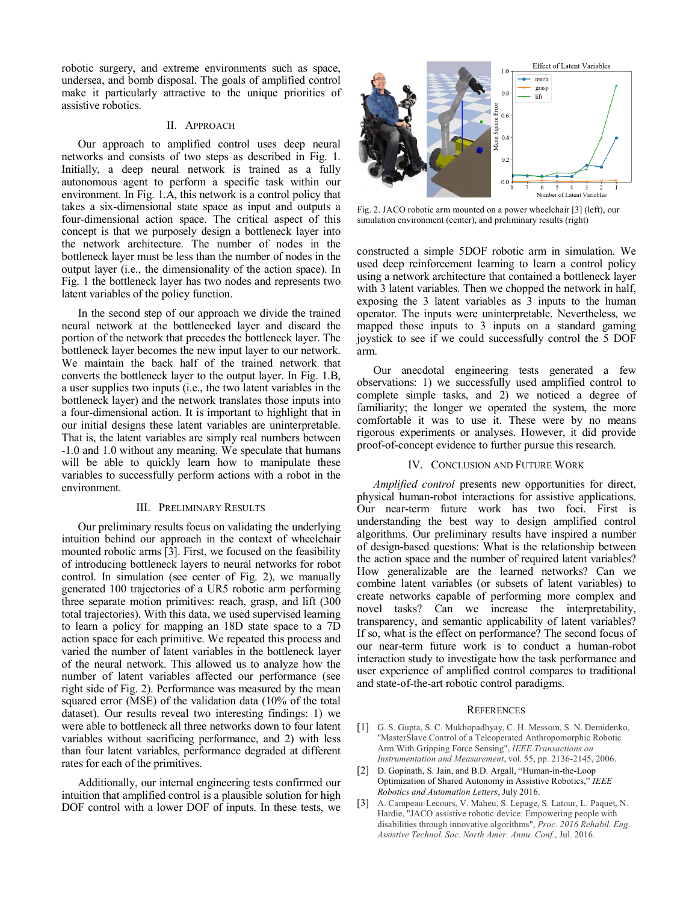robotic surgery, and extreme environments such as space, undersea, and bomb disposal. The goals of amplified control make it particularly attractive to the unique priorities of assistive robotics.

## II. Approach

Our approach to amplified control uses deep neural networks and consists of two steps as described in Fig. 1. Initially, a deep neural network is trained as a fully autonomous agent to perform a specific task within our environment. In Fig. 1.A, this network is a control policy that takes a six-dimensional state space as input and outputs a four-dimensional action space. The critical aspect of this concept is that we purposely design a bottleneck layer into the network architecture. The number of nodes in the bottleneck layer must be less than the number of nodes in the output layer (i.e., the dimensionality of the action space). In Fig. 1 the bottleneck layer has two nodes and represents two latent variables of the policy function.

In the second step of our approach we divide the trained neural network at the bottlenecked layer and discard the portion of the network that precedes the bottleneck layer. The bottleneck layer becomes the new input layer to our network. We maintain the back half of the trained network that converts the bottleneck layer to the output layer. In Fig. 1.B, a user supplies two inputs (i.e., the two latent variables in the bottleneck layer) and the network translates those inputs into a four-dimensional action. It is important to highlight that in our initial designs these latent variables are uninterpretable. That is, the latent variables are simply real numbers between -1.0 and 1.0 without any meaning. We speculate that humans will be able to quickly learn how to manipulate these variables to successfully perform actions with a robot in the environment.

## III. Preliminary Results

Our preliminary results focus on validating the underlying intuition behind our approach in the context of wheelchair mounted robotic arms [3]. First, we focused on the feasibility of introducing bottleneck layers to neural networks for robot control. In simulation (see center of Fig. 2), we manually generated 100 trajectories of a UR5 robotic arm performing three separate motion primitives: reach, grasp, and lift (300 total trajectories). With this data, we used supervised learning to learn a policy for mapping an 18D state space to a 7D action space for each primitive. We repeated this process and varied the number of latent variables in the bottleneck layer of the neural network. This allowed us to analyze how the number of latent variables affected our performance (see right side of Fig. 2). Performance was measured by the mean squared error (MSE) of the validation data (10% of the total dataset). Our results reveal two interesting findings: 1) we were able to bottleneck all three networks down to four latent variables without sacrificing performance, and 2) with less than four latent variables, performance degraded at different rates for each of the primitives.

Additionally, our internal engineering tests confirmed our intuition that amplified control is a plausible solution for high DOF control with a lower DOF of inputs. In these tests, we constructed a simple 5DOF robotic arm in simulation. We used deep reinforcement learning to learn a control policy using a network architecture that contained a bottleneck layer with 3 latent variables. Then we chopped the network in half, exposing the 3 latent variables as 3 inputs to the human operator. The inputs were uninterpretable. Nevertheless, we mapped those inputs to 3 inputs on a standard gaming joystick to see if we could successfully control the 5 DOF arm.

Effect of Latent Variables
reach
grasp
lift
Mean Square Error
1.0
0.8
0.6
0.4
0.2
0.0
8 7 6 5 4 3 2 1
Number of Latent Variables

Fig. 2. JACO robotic arm mounted on a power wheelchair [3] (left), our simulation environment (center), and preliminary results (right)

Our anecdotal engineering tests generated a few observations: 1) we successfully used amplified control to complete simple tasks, and 2) we noticed a degree of familiarity; the longer we operated the system, the more comfortable it was to use it. These were by no means rigorous experiments or analyses. However, it did provide proof-of-concept evidence to further pursue this research.

## IV. Conclusion and Future Work

*Amplified control* presents new opportunities for direct, physical human-robot interactions for assistive applications. Our near-term future work has two foci. First is understanding the best way to design amplified control algorithms. Our preliminary results have inspired a number of design-based questions: What is the relationship between the action space and the number of required latent variables? How generalizable are the learned networks? Can we combine latent variables (or subsets of latent variables) to create networks capable of performing more complex and novel tasks? Can we increase the interpretability, transparency, and semantic applicability of latent variables? If so, what is the effect on performance? The second focus of our near-term future work is to conduct a human-robot interaction study to investigate how the task performance and user experience of amplified control compares to traditional and state-of-the-art robotic control paradigms.

## References

[1] G. S. Gupta, S. C. Mukhopadhyay, C. H. Messom, S. N. Demidenko, "MasterSlave Control of a Teleoperated Anthropomorphic Robotic Arm With Gripping Force Sensing", *IEEE Transactions on Instrumentation and Measurement*, vol. 55, pp. 2136-2145, 2006.

[2] D. Gopinath, S. Jain, and B.D. Argall, "Human-in-the-Loop Optimization of Shared Autonomy in Assistive Robotics," *IEEE Robotics and Automation Letters*, July 2016.

[3] A. Campeau-Lecours, V. Maheu, S. Lepage, S. Latour, L. Paquet, N. Hardie, "JACO assistive robotic device: Empowering people with disabilities through innovative algorithms", *Proc. 2016 Rehabil. Eng. Assistive Technol. Soc. North Amer. Annu. Conf.*, Jul. 2016.